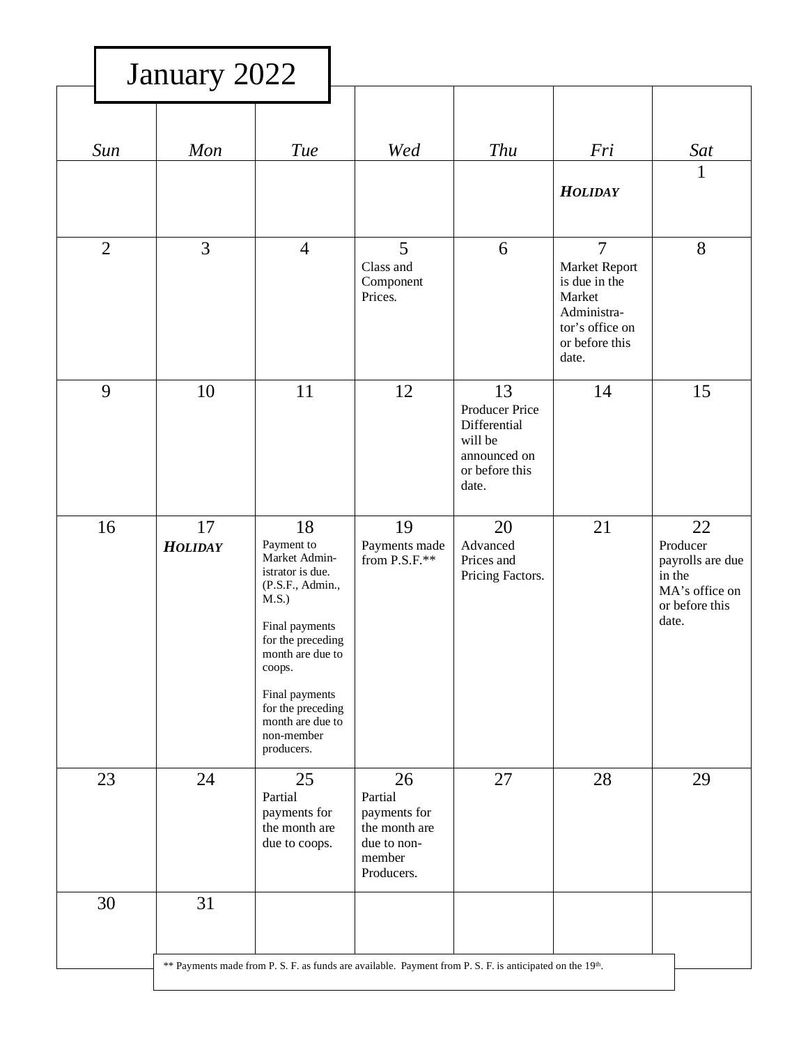# January 2022

| *Sun* | *Mon* | *Tue* | *Wed* | *Thu* | *Fri* | *Sat* |
|---|---|---|---|---|---|---|
| | | | | | ***HOLIDAY*** | 1 |
| 2 | 3 | 4 | 5<br>Class and Component Prices. | 6 | 7<br>Market Report is due in the Market Administra-tor's office on or before this date. | 8 |
| 9 | 10 | 11 | 12 | 13<br>Producer Price Differential will be announced on or before this date. | 14 | 15 |
| 16 | 17<br>***HOLIDAY*** | 18<br>Payment to Market Admin-istrator is due. (P.S.F., Admin., M.S.)<br><br>Final payments for the preceding month are due to coops.<br><br>Final payments for the preceding month are due to non-member producers. | 19<br>Payments made from P.S.F.** | 20<br>Advanced Prices and Pricing Factors. | 21 | 22<br>Producer payrolls are due in the MA's office on or before this date. |
| 23 | 24 | 25<br>Partial payments for the month are due to coops. | 26<br>Partial payments for the month are due to non-member Producers. | 27 | 28 | 29 |
| 30 | 31 | | | | | |

** Payments made from P. S. F. as funds are available. Payment from P. S. F. is anticipated on the 19th.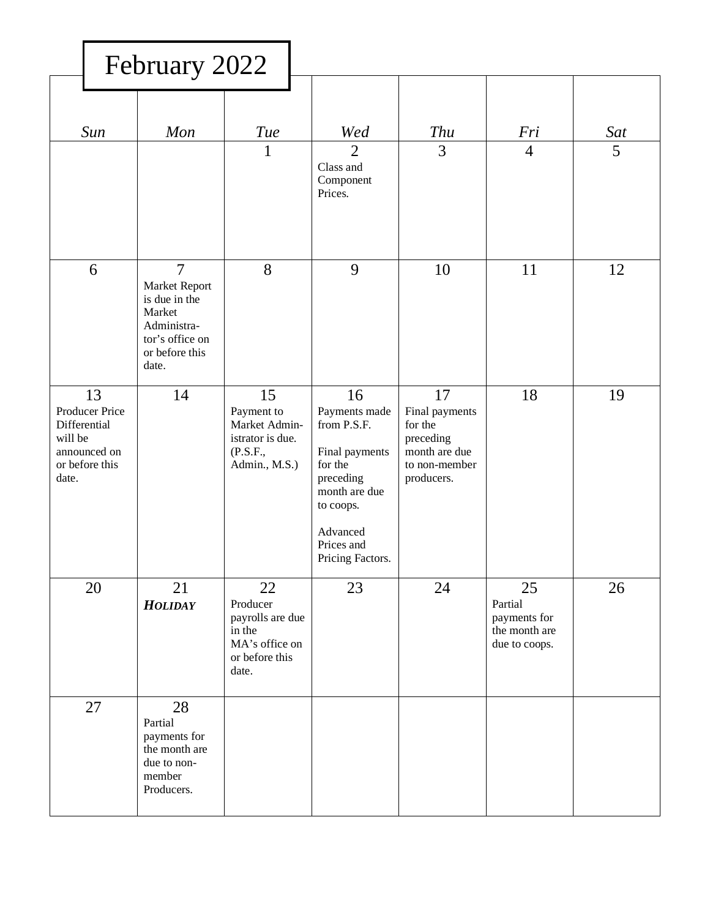# February 2022

| Sun | Mon | Tue | Wed | Thu | Fri | Sat |
|---|---|---|---|---|---|---|
| | | 1 | 2<br>Class and Component Prices. | 3 | 4 | 5 |
| 6 | 7<br>Market Report is due in the Market Administrator's office on or before this date. | 8 | 9 | 10 | 11 | 12 |
| 13<br>Producer Price Differential will be announced on or before this date. | 14 | 15<br>Payment to Market Administrator is due. (P.S.F., Admin., M.S.) | 16<br>Payments made from P.S.F.<br><br>Final payments for the preceding month are due to coops.<br><br>Advanced Prices and Pricing Factors. | 17<br>Final payments for the preceding month are due to non-member producers. | 18 | 19 |
| 20 | 21<br>***HOLIDAY*** | 22<br>Producer payrolls are due in the MA's office on or before this date. | 23 | 24 | 25<br>Partial payments for the month are due to coops. | 26 |
| 27 | 28<br>Partial payments for the month are due to non-member Producers. | | | | | |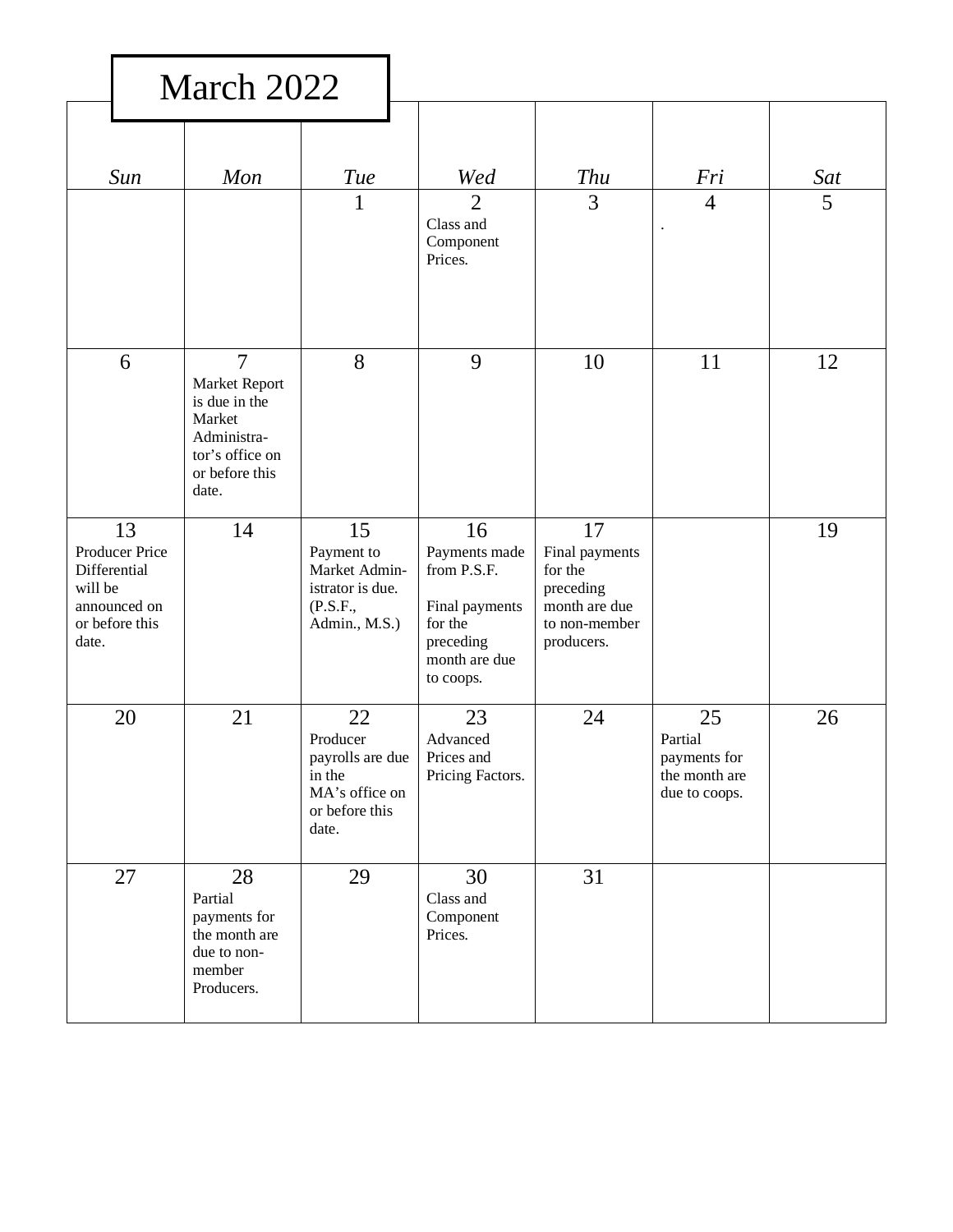# March 2022

| Sun | Mon | Tue | Wed | Thu | Fri | Sat |
|---|---|---|---|---|---|---|
| | | 1 | 2<br>Class and Component Prices. | 3 | 4<br>. | 5 |
| 6 | 7<br>Market Report is due in the Market Administra-tor's office on or before this date. | 8 | 9 | 10 | 11 | 12 |
| 13<br>Producer Price Differential will be announced on or before this date. | 14 | 15<br>Payment to Market Admin-istrator is due. (P.S.F., Admin., M.S.) | 16<br>Payments made from P.S.F.<br><br>Final payments for the preceding month are due to coops. | 17<br>Final payments for the preceding month are due to non-member producers. | | 19 |
| 20 | 21 | 22<br>Producer payrolls are due in the MA's office on or before this date. | 23<br>Advanced Prices and Pricing Factors. | 24 | 25<br>Partial payments for the month are due to coops. | 26 |
| 27 | 28<br>Partial payments for the month are due to non-member Producers. | 29 | 30<br>Class and Component Prices. | 31 | | |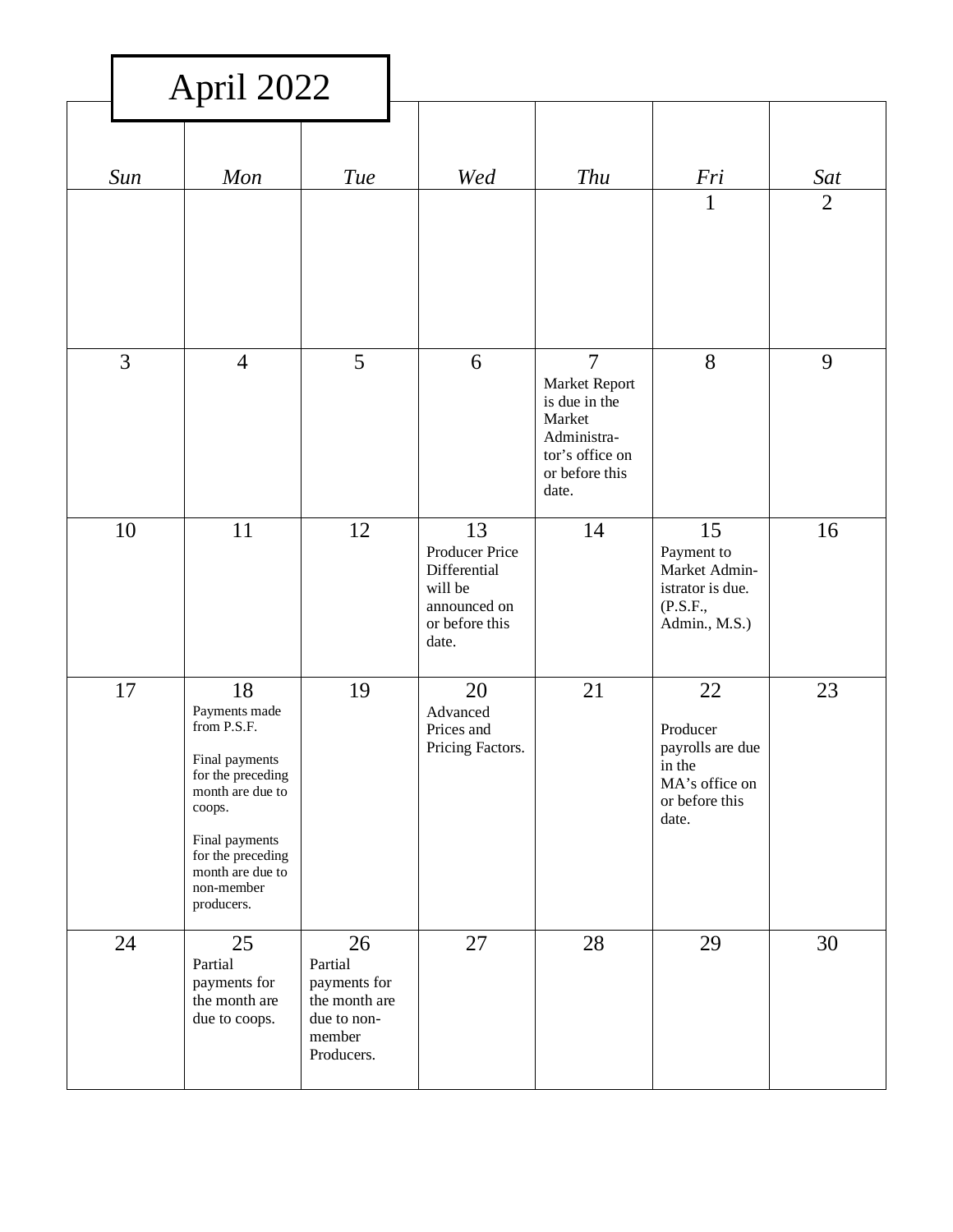# April 2022

| *Sun* | *Mon* | *Tue* | *Wed* | *Thu* | *Fri* | *Sat* |
|---|---|---|---|---|---|---|
| | | | | | 1 | 2 |
| 3 | 4 | 5 | 6 | 7<br>Market Report is due in the Market Administrator's office on or before this date. | 8 | 9 |
| 10 | 11 | 12 | 13<br>Producer Price Differential will be announced on or before this date. | 14 | 15<br>Payment to Market Administrator is due. (P.S.F., Admin., M.S.) | 16 |
| 17 | 18<br>Payments made from P.S.F.<br><br>Final payments for the preceding month are due to coops.<br><br>Final payments for the preceding month are due to non-member producers. | 19 | 20<br>Advanced Prices and Pricing Factors. | 21 | 22<br>Producer payrolls are due in the MA's office on or before this date. | 23 |
| 24 | 25<br>Partial payments for the month are due to coops. | 26<br>Partial payments for the month are due to non-member Producers. | 27 | 28 | 29 | 30 |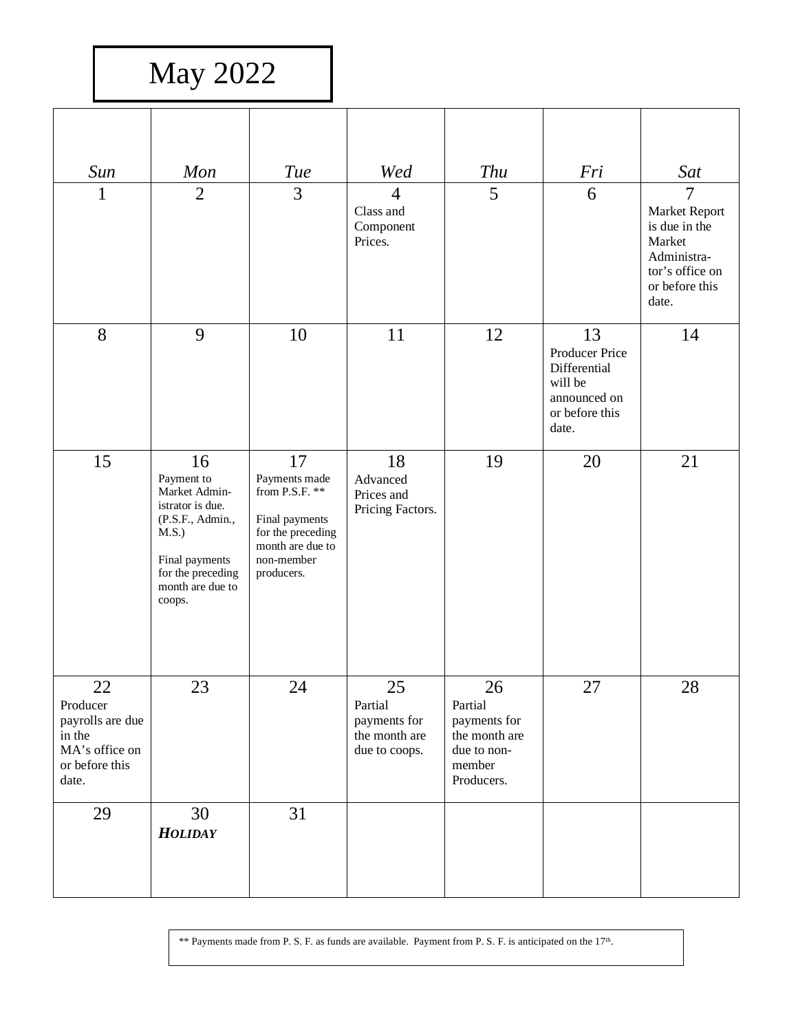# May 2022

| *Sun* | *Mon* | *Tue* | *Wed* | *Thu* | *Fri* | *Sat* |
|---|---|---|---|---|---|---|
| 1 | 2 | 3 | 4 Class and Component Prices. | 5 | 6 | 7 Market Report is due in the Market Administrator's office on or before this date. |
| 8 | 9 | 10 | 11 | 12 | 13 Producer Price Differential will be announced on or before this date. | 14 |
| 15 | 16 Payment to Market Administrator is due. (P.S.F., Admin., M.S.) Final payments for the preceding month are due to coops. | 17 Payments made from P.S.F. ** Final payments for the preceding month are due to non-member producers. | 18 Advanced Prices and Pricing Factors. | 19 | 20 | 21 |
| 22 Producer payrolls are due in the MA's office on or before this date. | 23 | 24 | 25 Partial payments for the month are due to coops. | 26 Partial payments for the month are due to non-member Producers. | 27 | 28 |
| 29 | 30 ***HOLIDAY*** | 31 | | | | |

** Payments made from P. S. F. as funds are available. Payment from P. S. F. is anticipated on the 17th.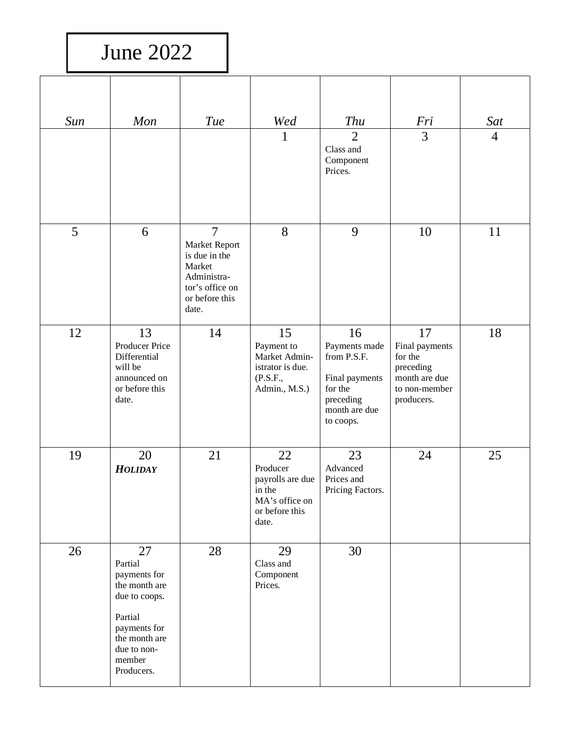# June 2022

| *Sun* | *Mon* | *Tue* | *Wed* | *Thu* | *Fri* | *Sat* |
|---|---|---|---|---|---|---|
| | | | 1 | 2<br>Class and Component Prices. | 3 | 4 |
| 5 | 6 | 7<br>Market Report is due in the Market Administrator's office on or before this date. | 8 | 9 | 10 | 11 |
| 12 | 13<br>Producer Price Differential will be announced on or before this date. | 14 | 15<br>Payment to Market Administrator is due. (P.S.F., Admin., M.S.) | 16<br>Payments made from P.S.F.<br><br>Final payments for the preceding month are due to coops. | 17<br>Final payments for the preceding month are due to non-member producers. | 18 |
| 19 | 20<br>***HOLIDAY*** | 21 | 22<br>Producer payrolls are due in the MA's office on or before this date. | 23<br>Advanced Prices and Pricing Factors. | 24 | 25 |
| 26 | 27<br>Partial payments for the month are due to coops.<br><br>Partial payments for the month are due to non-member Producers. | 28 | 29<br>Class and Component Prices. | 30 | | |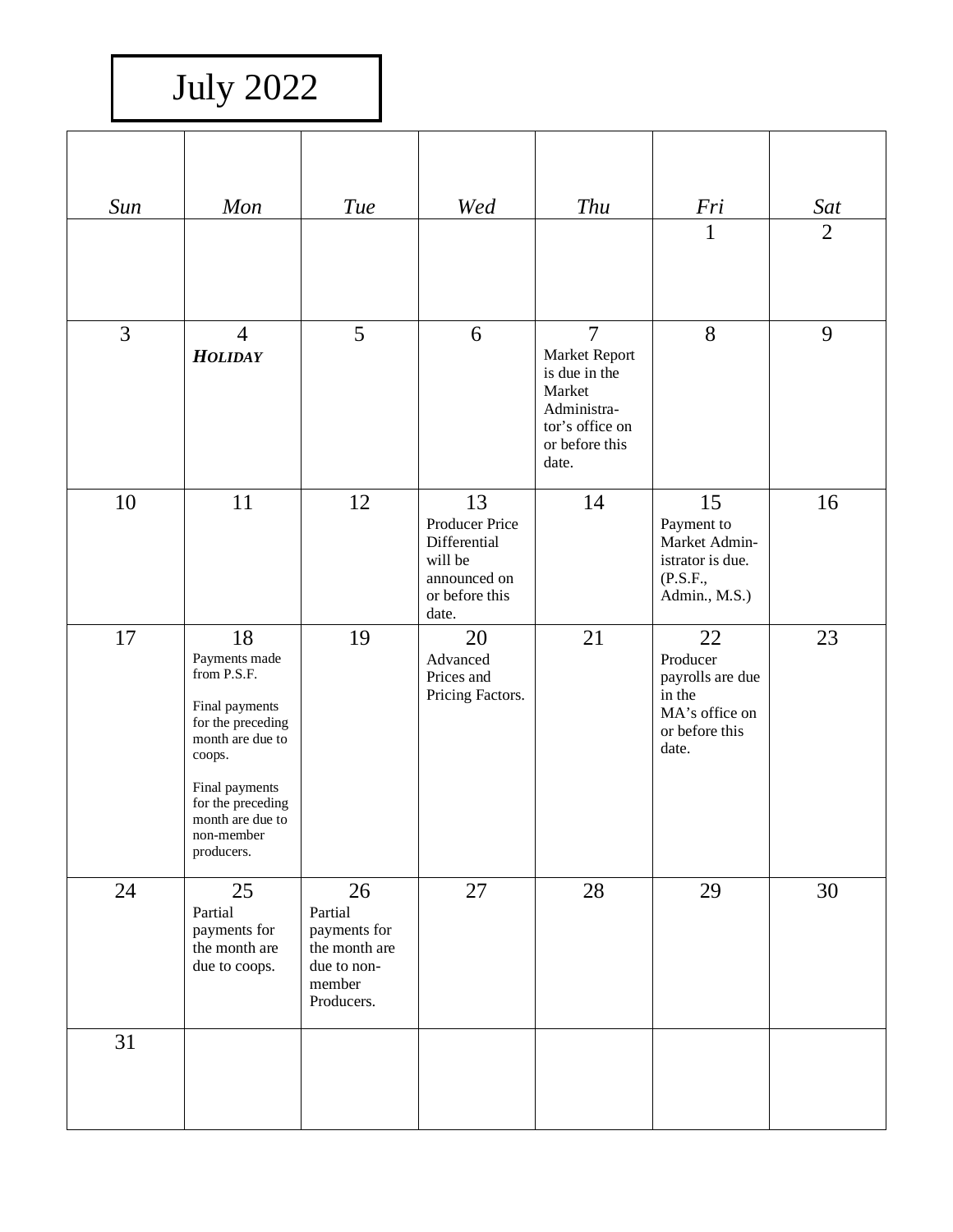# July 2022

| *Sun* | *Mon* | *Tue* | *Wed* | *Thu* | *Fri* | *Sat* |
|---|---|---|---|---|---|---|
| | | | | | 1 | 2 |
| 3 | 4 ***HOLIDAY*** | 5 | 6 | 7 Market Report is due in the Market Administrator's office on or before this date. | 8 | 9 |
| 10 | 11 | 12 | 13 Producer Price Differential will be announced on or before this date. | 14 | 15 Payment to Market Administrator is due. (P.S.F., Admin., M.S.) | 16 |
| 17 | 18 Payments made from P.S.F. Final payments for the preceding month are due to coops. Final payments for the preceding month are due to non-member producers. | 19 | 20 Advanced Prices and Pricing Factors. | 21 | 22 Producer payrolls are due in the MA's office on or before this date. | 23 |
| 24 | 25 Partial payments for the month are due to coops. | 26 Partial payments for the month are due to non-member Producers. | 27 | 28 | 29 | 30 |
| 31 | | | | | | |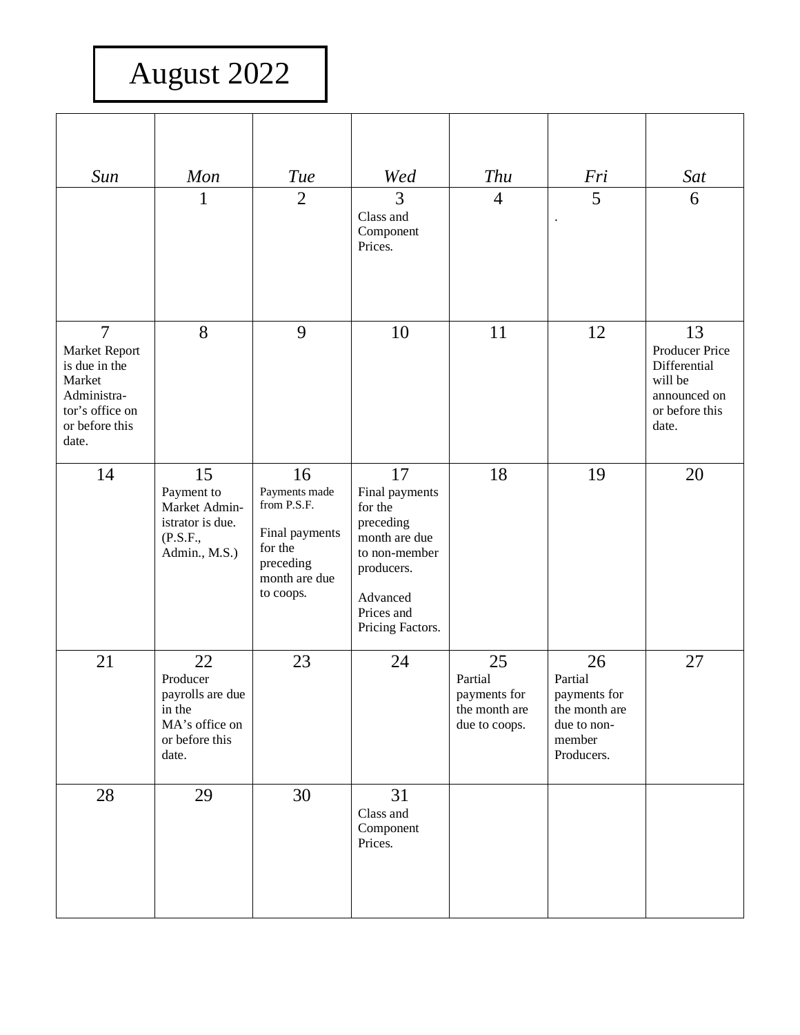# August 2022

| *Sun* | *Mon* | *Tue* | *Wed* | *Thu* | *Fri* | *Sat* |
|---|---|---|---|---|---|---|
| | 1 | 2 | 3<br>Class and Component Prices. | 4 | 5<br>. | 6 |
| 7<br>Market Report is due in the Market Administra-tor's office on or before this date. | 8 | 9 | 10 | 11 | 12 | 13<br>Producer Price Differential will be announced on or before this date. |
| 14 | 15<br>Payment to Market Admin-istrator is due. (P.S.F., Admin., M.S.) | 16<br>Payments made from P.S.F.<br><br>Final payments for the preceding month are due to coops. | 17<br>Final payments for the preceding month are due to non-member producers.<br><br>Advanced Prices and Pricing Factors. | 18 | 19 | 20 |
| 21 | 22<br>Producer payrolls are due in the MA's office on or before this date. | 23 | 24 | 25<br>Partial payments for the month are due to coops. | 26<br>Partial payments for the month are due to non-member Producers. | 27 |
| 28 | 29 | 30 | 31<br>Class and Component Prices. | | | |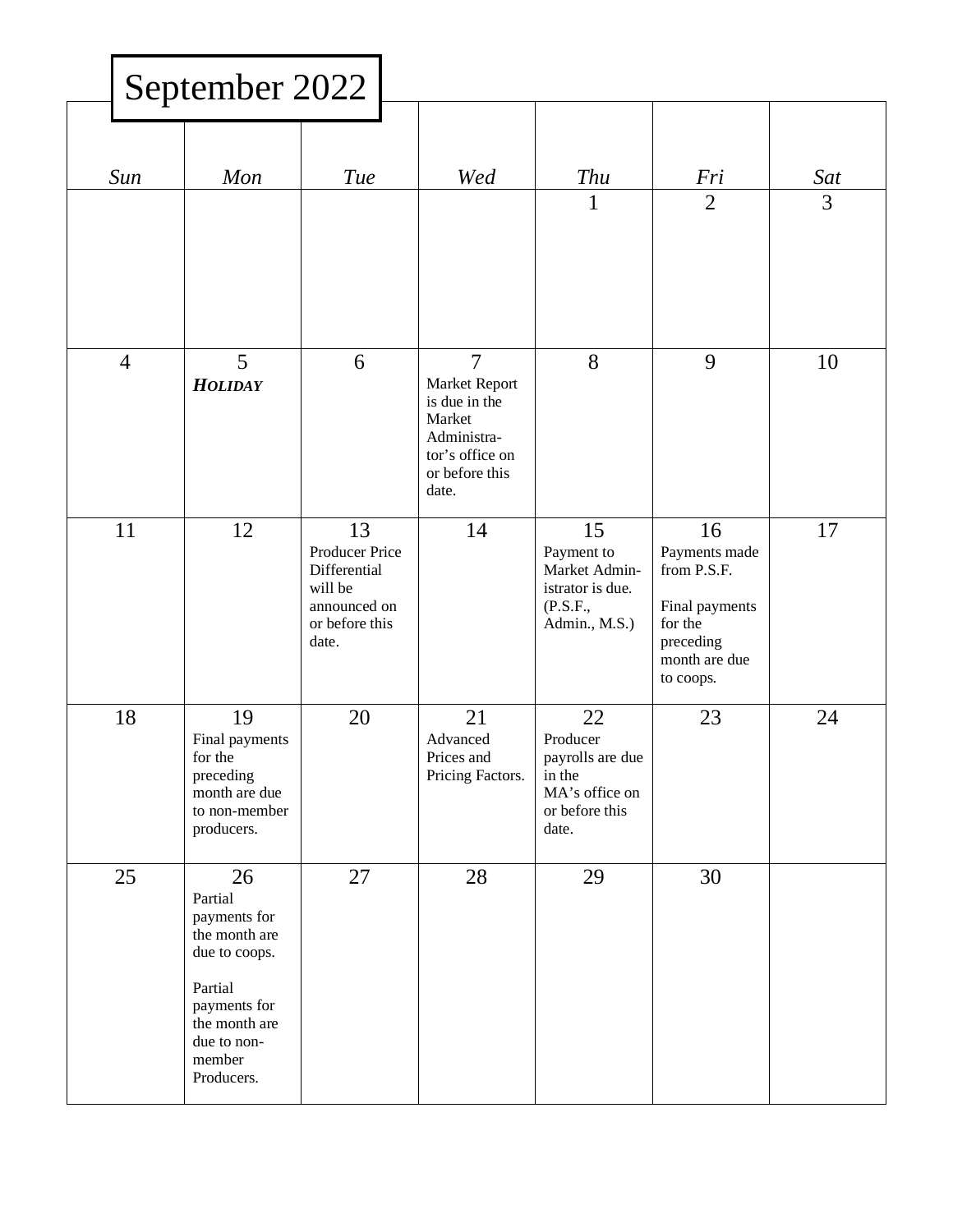# September 2022

| *Sun* | *Mon* | *Tue* | *Wed* | *Thu* | *Fri* | *Sat* |
|---|---|---|---|---|---|---|
| | | | | 1 | 2 | 3 |
| 4 | 5 ***HOLIDAY*** | 6 | 7 Market Report is due in the Market Administra-tor's office on or before this date. | 8 | 9 | 10 |
| 11 | 12 | 13 Producer Price Differential will be announced on or before this date. | 14 | 15 Payment to Market Admin-istrator is due. (P.S.F., Admin., M.S.) | 16 Payments made from P.S.F. Final payments for the preceding month are due to coops. | 17 |
| 18 | 19 Final payments for the preceding month are due to non-member producers. | 20 | 21 Advanced Prices and Pricing Factors. | 22 Producer payrolls are due in the MA's office on or before this date. | 23 | 24 |
| 25 | 26 Partial payments for the month are due to coops. Partial payments for the month are due to non-member Producers. | 27 | 28 | 29 | 30 | |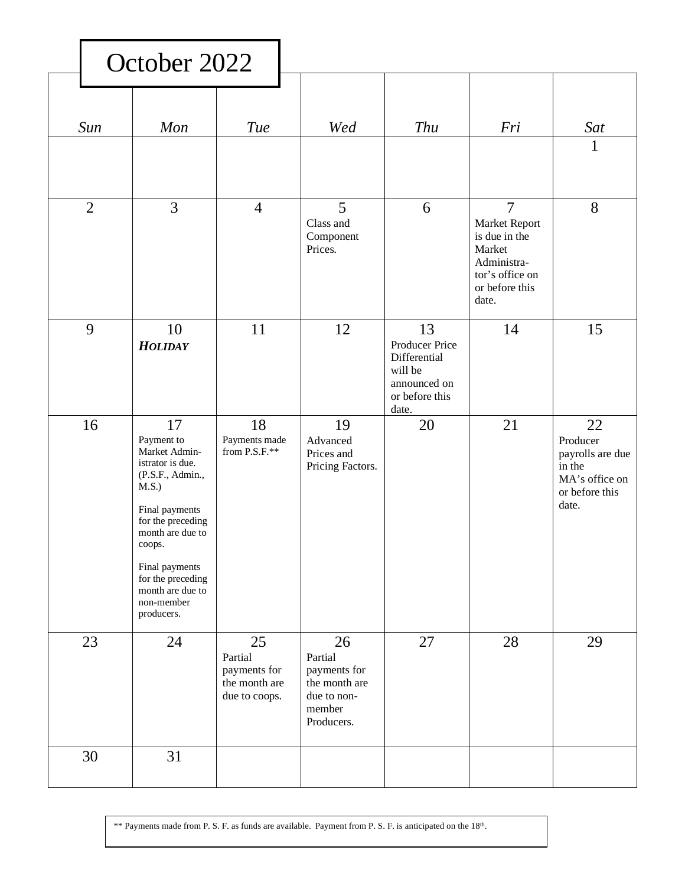# October 2022

| Sun | Mon | Tue | Wed | Thu | Fri | Sat |
|---|---|---|---|---|---|---|
| | | | | | | 1 |
| 2 | 3 | 4 | 5 Class and Component Prices. | 6 | 7 Market Report is due in the Market Administrator's office on or before this date. | 8 |
| 9 | 10 ***HOLIDAY*** | 11 | 12 | 13 Producer Price Differential will be announced on or before this date. | 14 | 15 |
| 16 | 17 Payment to Market Administrator is due. (P.S.F., Admin., M.S.) Final payments for the preceding month are due to coops. Final payments for the preceding month are due to non-member producers. | 18 Payments made from P.S.F.** | 19 Advanced Prices and Pricing Factors. | 20 | 21 | 22 Producer payrolls are due in the MA's office on or before this date. |
| 23 | 24 | 25 Partial payments for the month are due to coops. | 26 Partial payments for the month are due to non-member Producers. | 27 | 28 | 29 |
| 30 | 31 | | | | | |

** Payments made from P. S. F. as funds are available. Payment from P. S. F. is anticipated on the 18th.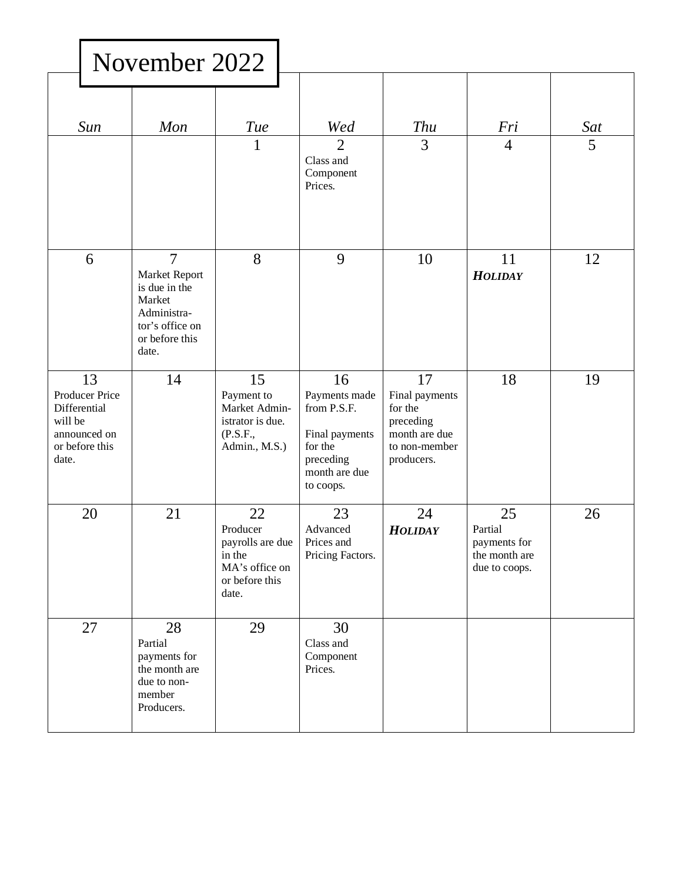# November 2022

| *Sun* | *Mon* | *Tue* | *Wed* | *Thu* | *Fri* | *Sat* |
|---|---|---|---|---|---|---|
| | | 1 | 2 Class and Component Prices. | 3 | 4 | 5 |
| 6 | 7 Market Report is due in the Market Administrator's office on or before this date. | 8 | 9 | 10 | 11 ***HOLIDAY*** | 12 |
| 13 Producer Price Differential will be announced on or before this date. | 14 | 15 Payment to Market Administrator is due. (P.S.F., Admin., M.S.) | 16 Payments made from P.S.F. Final payments for the preceding month are due to coops. | 17 Final payments for the preceding month are due to non-member producers. | 18 | 19 |
| 20 | 21 | 22 Producer payrolls are due in the MA's office on or before this date. | 23 Advanced Prices and Pricing Factors. | 24 ***HOLIDAY*** | 25 Partial payments for the month are due to coops. | 26 |
| 27 | 28 Partial payments for the month are due to non-member Producers. | 29 | 30 Class and Component Prices. | | | |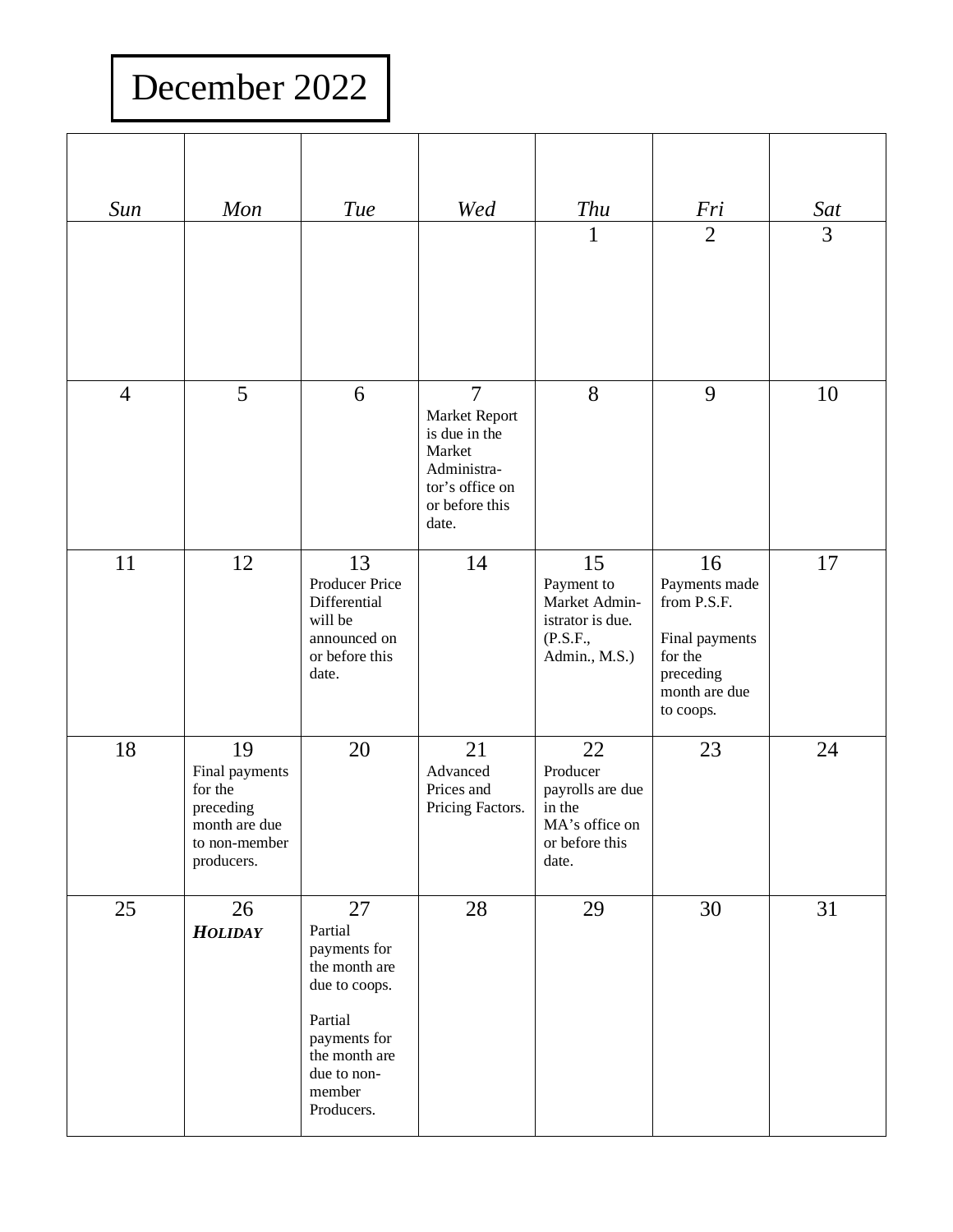# December 2022

| *Sun* | *Mon* | *Tue* | *Wed* | *Thu* | *Fri* | *Sat* |
|---|---|---|---|---|---|---|
| | | | | 1 | 2 | 3 |
| 4 | 5 | 6 | 7 Market Report is due in the Market Administrator's office on or before this date. | 8 | 9 | 10 |
| 11 | 12 | 13 Producer Price Differential will be announced on or before this date. | 14 | 15 Payment to Market Administrator is due. (P.S.F., Admin., M.S.) | 16 Payments made from P.S.F. Final payments for the preceding month are due to coops. | 17 |
| 18 | 19 Final payments for the preceding month are due to non-member producers. | 20 | 21 Advanced Prices and Pricing Factors. | 22 Producer payrolls are due in the MA's office on or before this date. | 23 | 24 |
| 25 | 26 ***HOLIDAY*** | 27 Partial payments for the month are due to coops. Partial payments for the month are due to non-member Producers. | 28 | 29 | 30 | 31 |